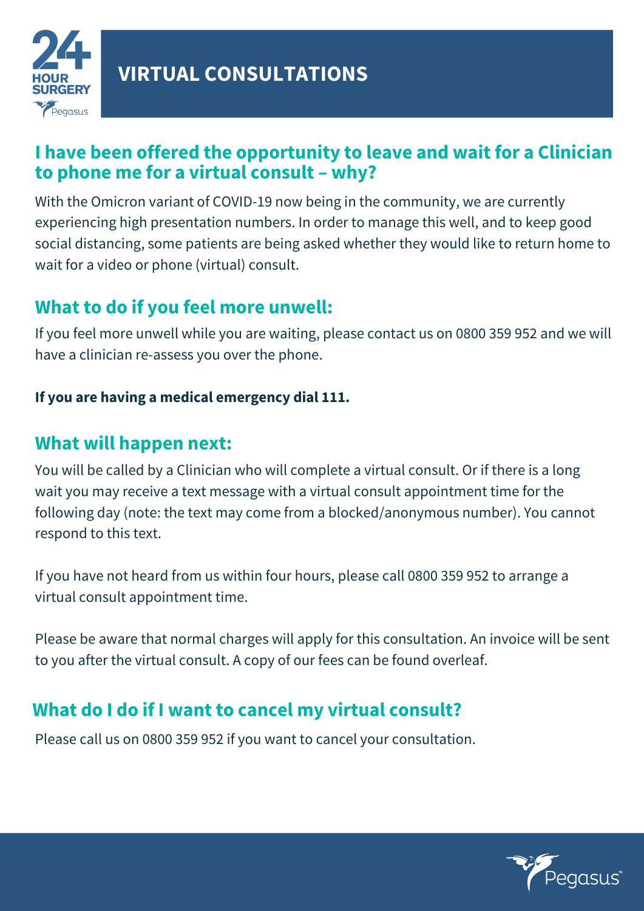# VIRTUAL CONSULTATIONS

## I have been offered the opportunity to leave and wait for a Clinician to phone me for a virtual consult – why?

With the Omicron variant of COVID-19 now being in the community, we are currently experiencing high presentation numbers. In order to manage this well, and to keep good social distancing, some patients are being asked whether they would like to return home to wait for a video or phone (virtual) consult.

## What to do if you feel more unwell:

If you feel more unwell while you are waiting, please contact us on 0800 359 952 and we will have a clinician re-assess you over the phone.

**If you are having a medical emergency dial 111.**

## What will happen next:

You will be called by a Clinician who will complete a virtual consult. Or if there is a long wait you may receive a text message with a virtual consult appointment time for the following day (note: the text may come from a blocked/anonymous number). You cannot respond to this text.

If you have not heard from us within four hours, please call 0800 359 952 to arrange a virtual consult appointment time.

Please be aware that normal charges will apply for this consultation. An invoice will be sent to you after the virtual consult. A copy of our fees can be found overleaf.

## What do I do if I want to cancel my virtual consult?

Please call us on 0800 359 952 if you want to cancel your consultation.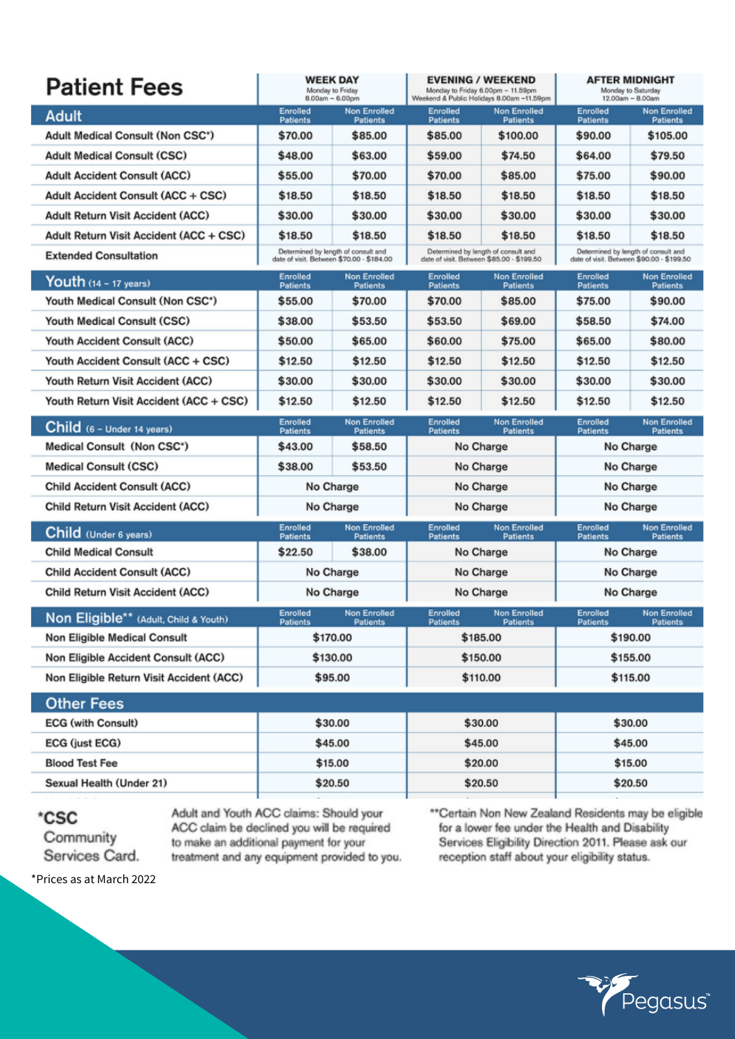# Patient Fees

| | WEEK DAY Monday to Friday 8.00am – 6.00pm | | EVENING / WEEKEND Monday to Friday 6.00pm – 11.59pm Weekend & Public Holidays 8.00am –11.59pm | | AFTER MIDNIGHT Monday to Saturday 12.00am – 8.00am | |
|---|---|---|---|---|---|---|
| **Adult** | Enrolled Patients | Non Enrolled Patients | Enrolled Patients | Non Enrolled Patients | Enrolled Patients | Non Enrolled Patients |
| Adult Medical Consult (Non CSC*) | $70.00 | $85.00 | $85.00 | $100.00 | $90.00 | $105.00 |
| Adult Medical Consult (CSC) | $48.00 | $63.00 | $59.00 | $74.50 | $64.00 | $79.50 |
| Adult Accident Consult (ACC) | $55.00 | $70.00 | $70.00 | $85.00 | $75.00 | $90.00 |
| Adult Accident Consult (ACC + CSC) | $18.50 | $18.50 | $18.50 | $18.50 | $18.50 | $18.50 |
| Adult Return Visit Accident (ACC) | $30.00 | $30.00 | $30.00 | $30.00 | $30.00 | $30.00 |
| Adult Return Visit Accident (ACC + CSC) | $18.50 | $18.50 | $18.50 | $18.50 | $18.50 | $18.50 |
| Extended Consultation | Determined by length of consult and date of visit. Between $70.00 - $184.00 | | Determined by length of consult and date of visit. Between $85.00 - $199.50 | | Determined by length of consult and date of visit. Between $90.00 - $199.50 | |
| **Youth** (14 – 17 years) | Enrolled Patients | Non Enrolled Patients | Enrolled Patients | Non Enrolled Patients | Enrolled Patients | Non Enrolled Patients |
| Youth Medical Consult (Non CSC*) | $55.00 | $70.00 | $70.00 | $85.00 | $75.00 | $90.00 |
| Youth Medical Consult (CSC) | $38.00 | $53.50 | $53.50 | $69.00 | $58.50 | $74.00 |
| Youth Accident Consult (ACC) | $50.00 | $65.00 | $60.00 | $75.00 | $65.00 | $80.00 |
| Youth Accident Consult (ACC + CSC) | $12.50 | $12.50 | $12.50 | $12.50 | $12.50 | $12.50 |
| Youth Return Visit Accident (ACC) | $30.00 | $30.00 | $30.00 | $30.00 | $30.00 | $30.00 |
| Youth Return Visit Accident (ACC + CSC) | $12.50 | $12.50 | $12.50 | $12.50 | $12.50 | $12.50 |
| **Child** (6 – Under 14 years) | Enrolled Patients | Non Enrolled Patients | Enrolled Patients | Non Enrolled Patients | Enrolled Patients | Non Enrolled Patients |
| Medical Consult (Non CSC*) | $43.00 | $58.50 | No Charge | | No Charge | |
| Medical Consult (CSC) | $38.00 | $53.50 | No Charge | | No Charge | |
| Child Accident Consult (ACC) | No Charge | | No Charge | | No Charge | |
| Child Return Visit Accident (ACC) | No Charge | | No Charge | | No Charge | |
| **Child** (Under 6 years) | Enrolled Patients | Non Enrolled Patients | Enrolled Patients | Non Enrolled Patients | Enrolled Patients | Non Enrolled Patients |
| Child Medical Consult | $22.50 | $38.00 | No Charge | | No Charge | |
| Child Accident Consult (ACC) | No Charge | | No Charge | | No Charge | |
| Child Return Visit Accident (ACC) | No Charge | | No Charge | | No Charge | |
| **Non Eligible**** (Adult, Child & Youth) | Enrolled Patients | Non Enrolled Patients | Enrolled Patients | Non Enrolled Patients | Enrolled Patients | Non Enrolled Patients |
| Non Eligible Medical Consult | $170.00 | | $185.00 | | $190.00 | |
| Non Eligible Accident Consult (ACC) | $130.00 | | $150.00 | | $155.00 | |
| Non Eligible Return Visit Accident (ACC) | $95.00 | | $110.00 | | $115.00 | |
| **Other Fees** | | | | | | |
| ECG (with Consult) | $30.00 | | $30.00 | | $30.00 | |
| ECG (just ECG) | $45.00 | | $45.00 | | $45.00 | |
| Blood Test Fee | $15.00 | | $20.00 | | $15.00 | |
| Sexual Health (Under 21) | $20.50 | | $20.50 | | $20.50 | |

*CSC Community Services Card.

Adult and Youth ACC claims: Should your ACC claim be declined you will be required to make an additional payment for your treatment and any equipment provided to you.

**Certain Non New Zealand Residents may be eligible for a lower fee under the Health and Disability Services Eligibility Direction 2011. Please ask our reception staff about your eligibility status.

*Prices as at March 2022

Pegasus™